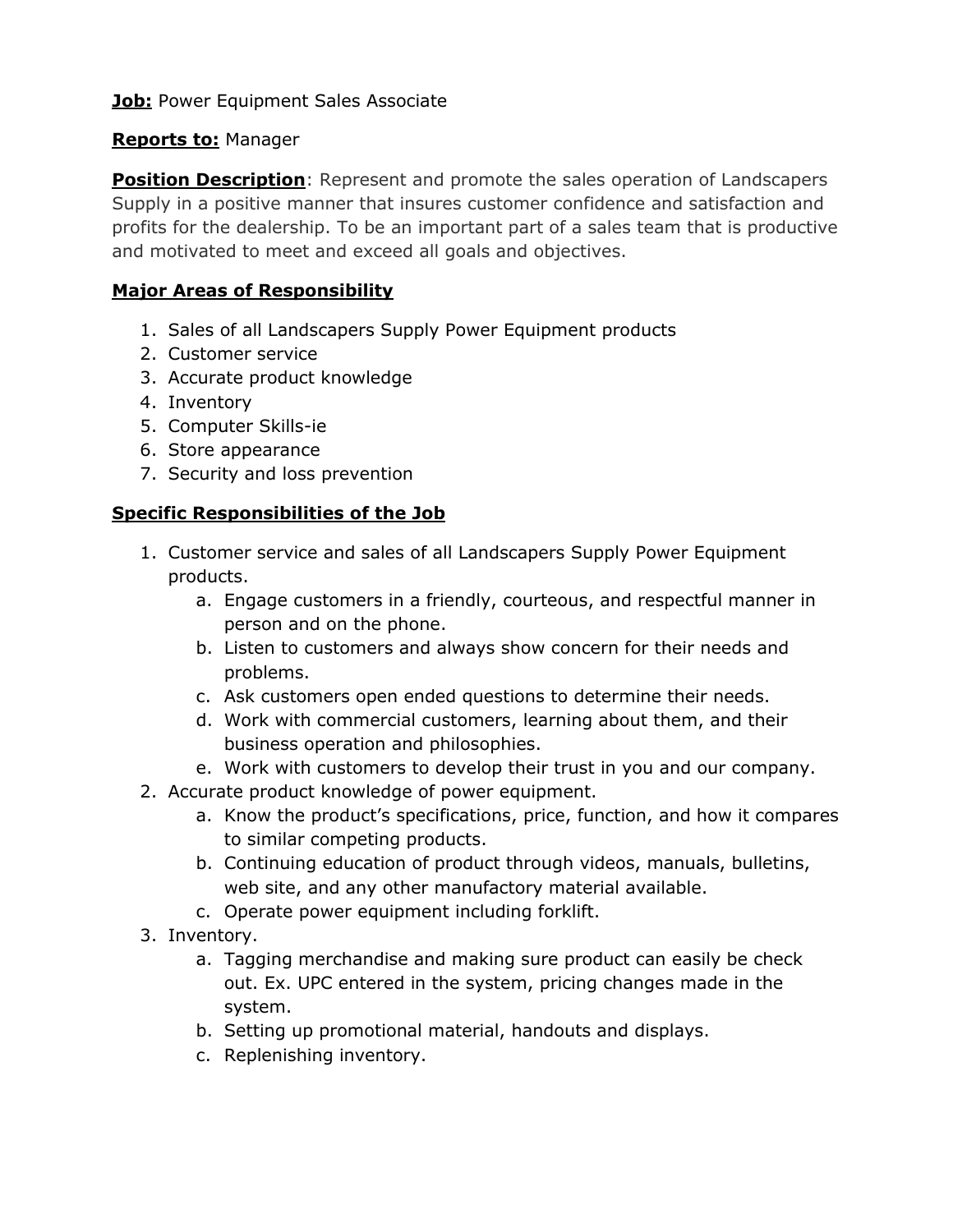**Job:** Power Equipment Sales Associate

**Reports to:** Manager

**Position Description**: Represent and promote the sales operation of Landscapers Supply in a positive manner that insures customer confidence and satisfaction and profits for the dealership. To be an important part of a sales team that is productive and motivated to meet and exceed all goals and objectives.

**Major Areas of Responsibility**

1. Sales of all Landscapers Supply Power Equipment products
2. Customer service
3. Accurate product knowledge
4. Inventory
5. Computer Skills-ie
6. Store appearance
7. Security and loss prevention

**Specific Responsibilities of the Job**

1. Customer service and sales of all Landscapers Supply Power Equipment products.
    a. Engage customers in a friendly, courteous, and respectful manner in person and on the phone.
    b. Listen to customers and always show concern for their needs and problems.
    c. Ask customers open ended questions to determine their needs.
    d. Work with commercial customers, learning about them, and their business operation and philosophies.
    e. Work with customers to develop their trust in you and our company.
2. Accurate product knowledge of power equipment.
    a. Know the product's specifications, price, function, and how it compares to similar competing products.
    b. Continuing education of product through videos, manuals, bulletins, web site, and any other manufactory material available.
    c. Operate power equipment including forklift.
3. Inventory.
    a. Tagging merchandise and making sure product can easily be check out. Ex. UPC entered in the system, pricing changes made in the system.
    b. Setting up promotional material, handouts and displays.
    c. Replenishing inventory.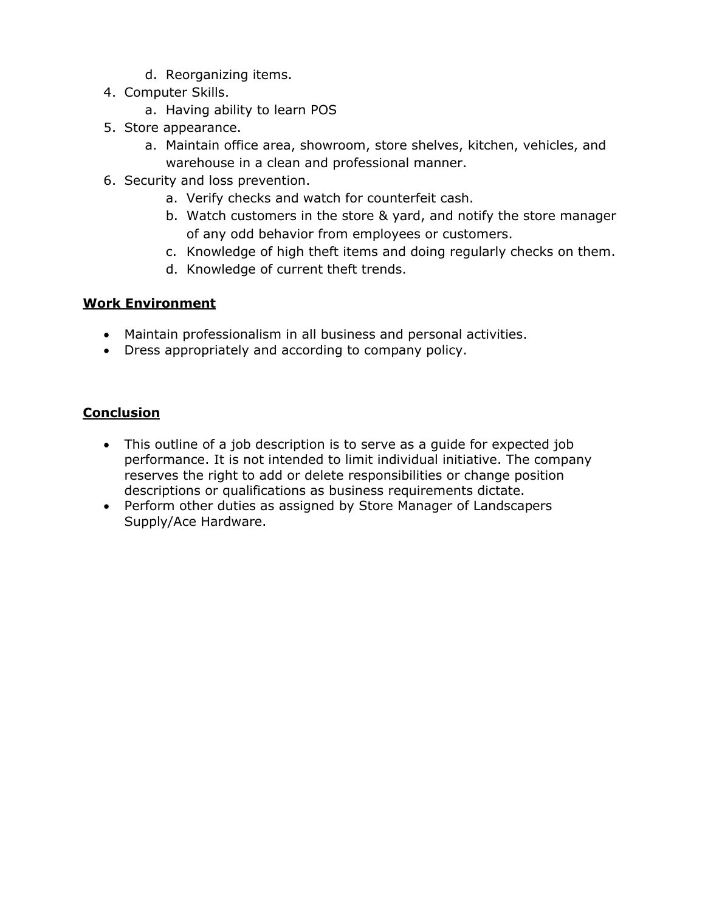d. Reorganizing items.

4. Computer Skills.
   a. Having ability to learn POS
5. Store appearance.
   a. Maintain office area, showroom, store shelves, kitchen, vehicles, and warehouse in a clean and professional manner.
6. Security and loss prevention.
   a. Verify checks and watch for counterfeit cash.
   b. Watch customers in the store & yard, and notify the store manager of any odd behavior from employees or customers.
   c. Knowledge of high theft items and doing regularly checks on them.
   d. Knowledge of current theft trends.

## Work Environment

- Maintain professionalism in all business and personal activities.
- Dress appropriately and according to company policy.

## Conclusion

- This outline of a job description is to serve as a guide for expected job performance. It is not intended to limit individual initiative. The company reserves the right to add or delete responsibilities or change position descriptions or qualifications as business requirements dictate.
- Perform other duties as assigned by Store Manager of Landscapers Supply/Ace Hardware.